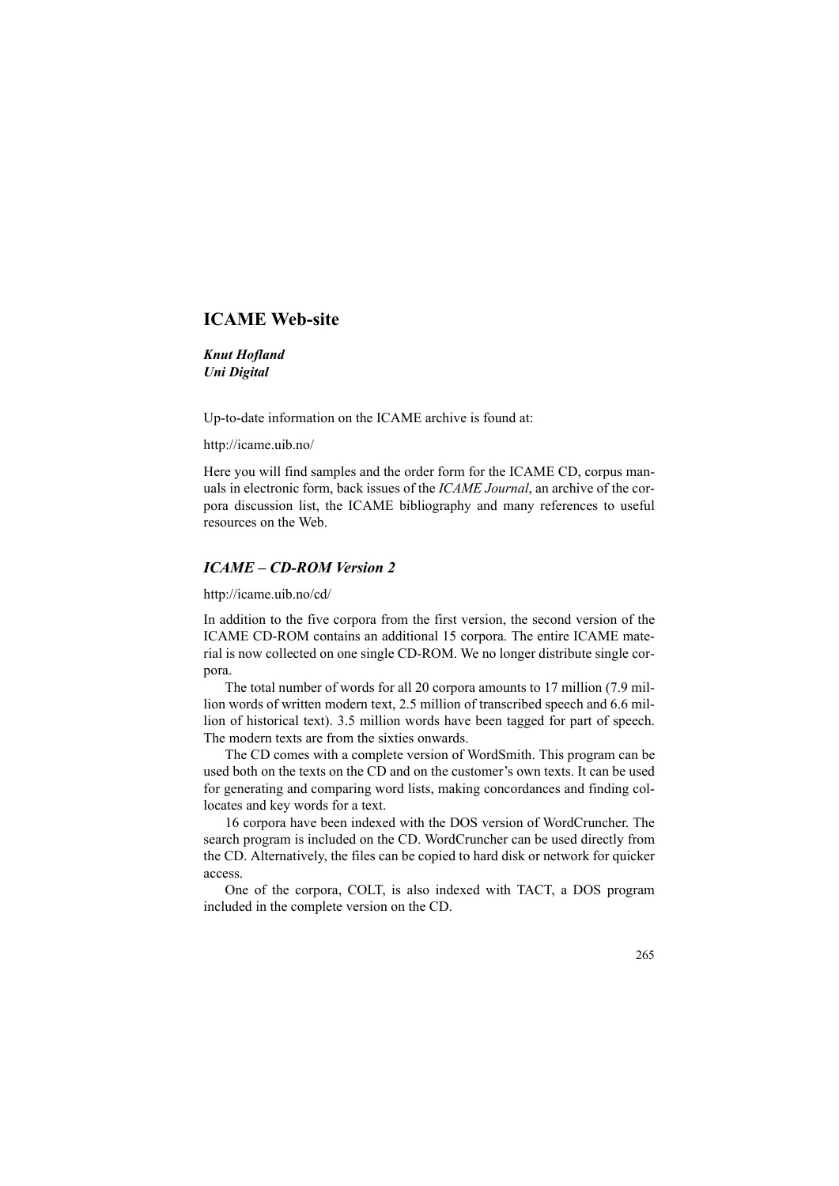# ICAME Web-site

***Knut Hofland***
***Uni Digital***

Up-to-date information on the ICAME archive is found at:

http://icame.uib.no/

Here you will find samples and the order form for the ICAME CD, corpus manuals in electronic form, back issues of the *ICAME Journal*, an archive of the corpora discussion list, the ICAME bibliography and many references to useful resources on the Web.

## *ICAME – CD-ROM Version 2*

http://icame.uib.no/cd/

In addition to the five corpora from the first version, the second version of the ICAME CD-ROM contains an additional 15 corpora. The entire ICAME material is now collected on one single CD-ROM. We no longer distribute single corpora.

The total number of words for all 20 corpora amounts to 17 million (7.9 million words of written modern text, 2.5 million of transcribed speech and 6.6 million of historical text). 3.5 million words have been tagged for part of speech. The modern texts are from the sixties onwards.

The CD comes with a complete version of WordSmith. This program can be used both on the texts on the CD and on the customer's own texts. It can be used for generating and comparing word lists, making concordances and finding collocates and key words for a text.

16 corpora have been indexed with the DOS version of WordCruncher. The search program is included on the CD. WordCruncher can be used directly from the CD. Alternatively, the files can be copied to hard disk or network for quicker access.

One of the corpora, COLT, is also indexed with TACT, a DOS program included in the complete version on the CD.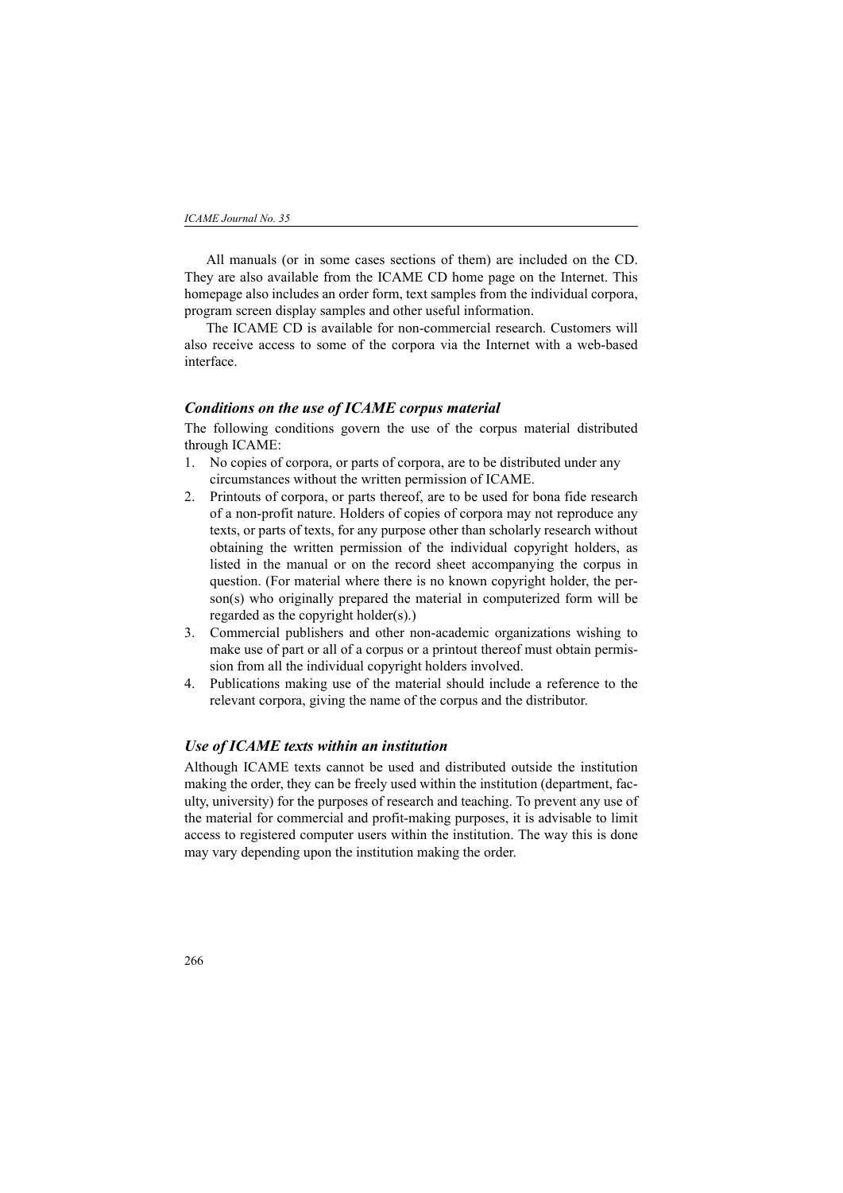All manuals (or in some cases sections of them) are included on the CD. They are also available from the ICAME CD home page on the Internet. This homepage also includes an order form, text samples from the individual corpora, program screen display samples and other useful information.

The ICAME CD is available for non-commercial research. Customers will also receive access to some of the corpora via the Internet with a web-based interface.

### *Conditions on the use of ICAME corpus material*

The following conditions govern the use of the corpus material distributed through ICAME:

1. No copies of corpora, or parts of corpora, are to be distributed under any circumstances without the written permission of ICAME.
2. Printouts of corpora, or parts thereof, are to be used for bona fide research of a non-profit nature. Holders of copies of corpora may not reproduce any texts, or parts of texts, for any purpose other than scholarly research without obtaining the written permission of the individual copyright holders, as listed in the manual or on the record sheet accompanying the corpus in question. (For material where there is no known copyright holder, the person(s) who originally prepared the material in computerized form will be regarded as the copyright holder(s).)
3. Commercial publishers and other non-academic organizations wishing to make use of part or all of a corpus or a printout thereof must obtain permission from all the individual copyright holders involved.
4. Publications making use of the material should include a reference to the relevant corpora, giving the name of the corpus and the distributor.

### *Use of ICAME texts within an institution*

Although ICAME texts cannot be used and distributed outside the institution making the order, they can be freely used within the institution (department, faculty, university) for the purposes of research and teaching. To prevent any use of the material for commercial and profit-making purposes, it is advisable to limit access to registered computer users within the institution. The way this is done may vary depending upon the institution making the order.